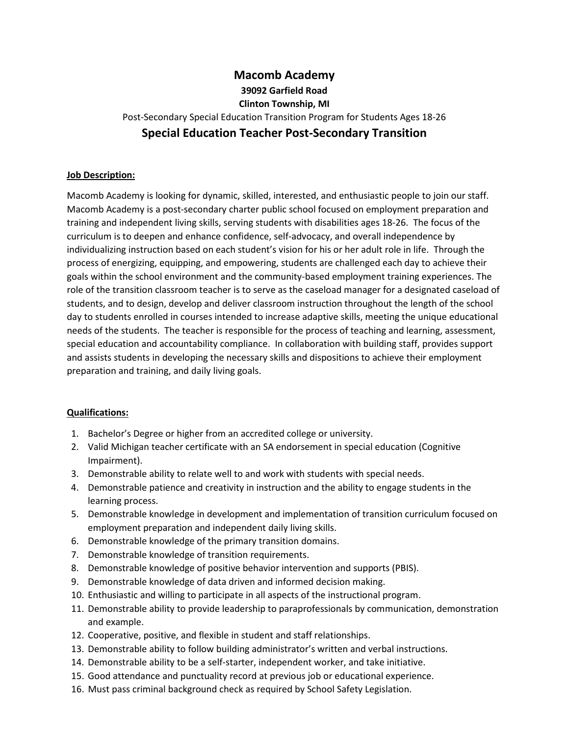# Macomb Academy

**39092 Garfield Road**

**Clinton Township, MI**

Post-Secondary Special Education Transition Program for Students Ages 18-26

## Special Education Teacher Post-Secondary Transition

### Job Description:

Macomb Academy is looking for dynamic, skilled, interested, and enthusiastic people to join our staff. Macomb Academy is a post-secondary charter public school focused on employment preparation and training and independent living skills, serving students with disabilities ages 18-26. The focus of the curriculum is to deepen and enhance confidence, self-advocacy, and overall independence by individualizing instruction based on each student's vision for his or her adult role in life. Through the process of energizing, equipping, and empowering, students are challenged each day to achieve their goals within the school environment and the community-based employment training experiences. The role of the transition classroom teacher is to serve as the caseload manager for a designated caseload of students, and to design, develop and deliver classroom instruction throughout the length of the school day to students enrolled in courses intended to increase adaptive skills, meeting the unique educational needs of the students. The teacher is responsible for the process of teaching and learning, assessment, special education and accountability compliance. In collaboration with building staff, provides support and assists students in developing the necessary skills and dispositions to achieve their employment preparation and training, and daily living goals.

### Qualifications:

1. Bachelor's Degree or higher from an accredited college or university.
2. Valid Michigan teacher certificate with an SA endorsement in special education (Cognitive Impairment).
3. Demonstrable ability to relate well to and work with students with special needs.
4. Demonstrable patience and creativity in instruction and the ability to engage students in the learning process.
5. Demonstrable knowledge in development and implementation of transition curriculum focused on employment preparation and independent daily living skills.
6. Demonstrable knowledge of the primary transition domains.
7. Demonstrable knowledge of transition requirements.
8. Demonstrable knowledge of positive behavior intervention and supports (PBIS).
9. Demonstrable knowledge of data driven and informed decision making.
10. Enthusiastic and willing to participate in all aspects of the instructional program.
11. Demonstrable ability to provide leadership to paraprofessionals by communication, demonstration and example.
12. Cooperative, positive, and flexible in student and staff relationships.
13. Demonstrable ability to follow building administrator's written and verbal instructions.
14. Demonstrable ability to be a self-starter, independent worker, and take initiative.
15. Good attendance and punctuality record at previous job or educational experience.
16. Must pass criminal background check as required by School Safety Legislation.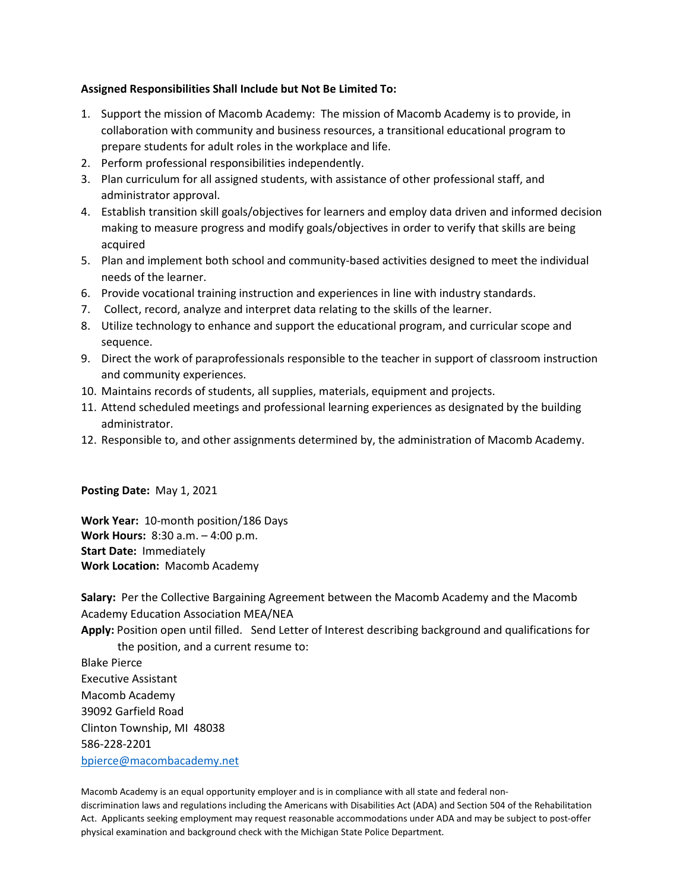**Assigned Responsibilities Shall Include but Not Be Limited To:**

1. Support the mission of Macomb Academy: The mission of Macomb Academy is to provide, in collaboration with community and business resources, a transitional educational program to prepare students for adult roles in the workplace and life.
2. Perform professional responsibilities independently.
3. Plan curriculum for all assigned students, with assistance of other professional staff, and administrator approval.
4. Establish transition skill goals/objectives for learners and employ data driven and informed decision making to measure progress and modify goals/objectives in order to verify that skills are being acquired
5. Plan and implement both school and community-based activities designed to meet the individual needs of the learner.
6. Provide vocational training instruction and experiences in line with industry standards.
7. Collect, record, analyze and interpret data relating to the skills of the learner.
8. Utilize technology to enhance and support the educational program, and curricular scope and sequence.
9. Direct the work of paraprofessionals responsible to the teacher in support of classroom instruction and community experiences.
10. Maintains records of students, all supplies, materials, equipment and projects.
11. Attend scheduled meetings and professional learning experiences as designated by the building administrator.
12. Responsible to, and other assignments determined by, the administration of Macomb Academy.

**Posting Date:** May 1, 2021

**Work Year:** 10-month position/186 Days
**Work Hours:** 8:30 a.m. – 4:00 p.m.
**Start Date:** Immediately
**Work Location:** Macomb Academy

**Salary:** Per the Collective Bargaining Agreement between the Macomb Academy and the Macomb Academy Education Association MEA/NEA
**Apply:** Position open until filled. Send Letter of Interest describing background and qualifications for the position, and a current resume to:
Blake Pierce
Executive Assistant
Macomb Academy
39092 Garfield Road
Clinton Township, MI 48038
586-228-2201
bpierce@macombacademy.net

Macomb Academy is an equal opportunity employer and is in compliance with all state and federal non-discrimination laws and regulations including the Americans with Disabilities Act (ADA) and Section 504 of the Rehabilitation Act. Applicants seeking employment may request reasonable accommodations under ADA and may be subject to post-offer physical examination and background check with the Michigan State Police Department.